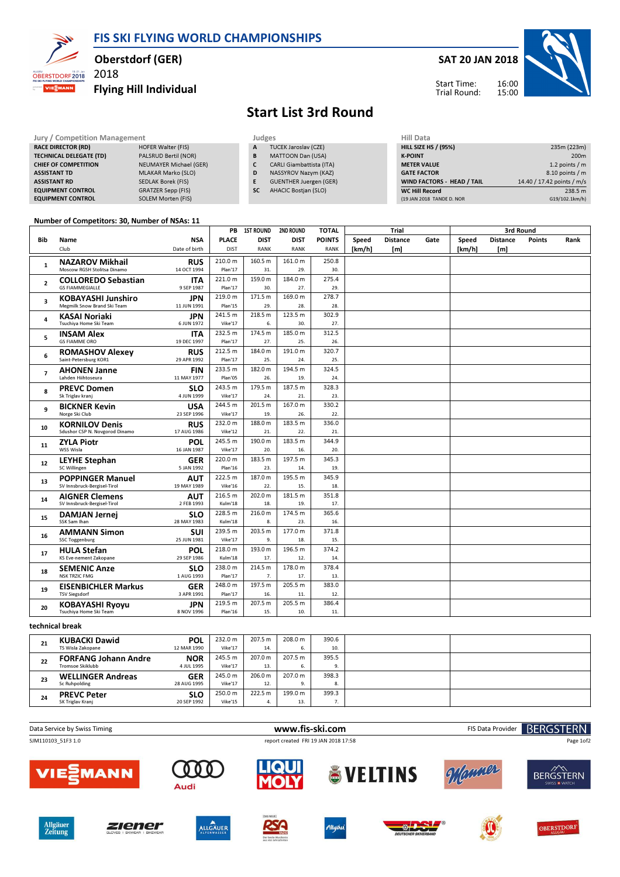# FIS SKI FLYING WORLD CHAMPIONSHIPS

**Oberstdorf (GER)**
2018
**Flying Hill Individual**

**SAT 20 JAN 2018**

Start Time: 16:00
Trial Round: 15:00

## Start List 3rd Round

| Jury / Competition Management | |
|---|---|
| RACE DIRECTOR (RD) | HOFER Walter (FIS) |
| TECHNICAL DELEGATE (TD) | PALSRUD Bertil (NOR) |
| CHIEF OF COMPETITION | NEUMAYER Michael (GER) |
| ASSISTANT TD | MLAKAR Marko (SLO) |
| ASSISTANT RD | SEDLAK Borek (FIS) |
| EQUIPMENT CONTROL | GRATZER Sepp (FIS) |
| EQUIPMENT CONTROL | SOLEM Morten (FIS) |

| Judges | |
|---|---|
| A | TUCEK Jaroslav (CZE) |
| B | MATTOON Dan (USA) |
| C | CARLI Giambattista (ITA) |
| D | NASSYROV Nazym (KAZ) |
| E | GUENTHER Juergen (GER) |
| SC | AHACIC Bostjan (SLO) |

| Hill Data | |
|---|---|
| HILL SIZE HS / (95%) | 235m (223m) |
| K-POINT | 200m |
| METER VALUE | 1.2 points / m |
| GATE FACTOR | 8.10 points / m |
| WIND FACTORS - HEAD / TAIL | 14.40 / 17.42 points / m/s |
| WC Hill Record | 238.5 m |
| (19 JAN 2018 TANDE D. NOR | G19/102.1km/h) |

Number of Competitors: 30, Number of NSAs: 11

| Bib | Name / Club | NSA / Date of birth | PB PLACE / DIST | 1ST ROUND DIST / RANK | 2ND ROUND DIST / RANK | TOTAL POINTS / RANK | Trial Speed [km/h] | Trial Distance [m] | Trial Gate | 3rd Round Speed [km/h] | 3rd Round Distance [m] | Points | Rank |
|---|---|---|---|---|---|---|---|---|---|---|---|---|---|
| 1 | **NAZAROV Mikhail** Moscow RGSH Stolitsa Dinamo | RUS 14 OCT 1994 | 210.0 m Plan'17 | 160.5 m 31. | 161.0 m 29. | 250.8 30. | | | | | | | |
| 2 | **COLLOREDO Sebastian** GS FIAMMEGIALLE | ITA 9 SEP 1987 | 221.0 m Plan'17 | 159.0 m 30. | 184.0 m 27. | 275.4 29. | | | | | | | |
| 3 | **KOBAYASHI Junshiro** Megmilk Snow Brand Ski Team | JPN 11 JUN 1991 | 219.0 m Plan'15 | 171.5 m 29. | 169.0 m 28. | 278.7 28. | | | | | | | |
| 4 | **KASAI Noriaki** Tsuchiya Home Ski Team | JPN 6 JUN 1972 | 241.5 m Vike'17 | 218.5 m 6. | 123.5 m 30. | 302.9 27. | | | | | | | |
| 5 | **INSAM Alex** GS FIAMME ORO | ITA 19 DEC 1997 | 232.5 m Plan'17 | 174.5 m 27. | 185.0 m 25. | 312.5 26. | | | | | | | |
| 6 | **ROMASHOV Alexey** Saint-Petersburg KOR1 | RUS 29 APR 1992 | 212.5 m Plan'17 | 184.0 m 25. | 191.0 m 24. | 320.7 25. | | | | | | | |
| 7 | **AHONEN Janne** Lahden Hiihtoseura | FIN 11 MAY 1977 | 233.5 m Plan'05 | 182.0 m 26. | 194.5 m 19. | 324.5 24. | | | | | | | |
| 8 | **PREVC Domen** Sk Triglav kranj | SLO 4 JUN 1999 | 243.5 m Vike'17 | 179.5 m 24. | 187.5 m 21. | 328.3 23. | | | | | | | |
| 9 | **BICKNER Kevin** Norge Ski Club | USA 23 SEP 1996 | 244.5 m Vike'17 | 201.5 m 19. | 167.0 m 26. | 330.2 22. | | | | | | | |
| 10 | **KORNILOV Denis** Sdushor CSP N. Novgorod Dinamo | RUS 17 AUG 1986 | 232.0 m Vike'12 | 188.0 m 21. | 183.5 m 22. | 336.0 21. | | | | | | | |
| 11 | **ZYLA Piotr** WSS Wisla | POL 16 JAN 1987 | 245.5 m Vike'17 | 190.0 m 20. | 183.5 m 16. | 344.9 20. | | | | | | | |
| 12 | **LEYHE Stephan** SC Willingen | GER 5 JAN 1992 | 220.0 m Plan'16 | 183.5 m 23. | 197.5 m 14. | 345.3 19. | | | | | | | |
| 13 | **POPPINGER Manuel** SV Innsbruck-Bergisel-Tirol | AUT 19 MAY 1989 | 222.5 m Vike'16 | 187.0 m 22. | 195.5 m 15. | 345.9 18. | | | | | | | |
| 14 | **AIGNER Clemens** SV Innsbruck-Bergisel-Tirol | AUT 2 FEB 1993 | 216.5 m Kulm'18 | 202.0 m 18. | 181.5 m 19. | 351.8 17. | | | | | | | |
| 15 | **DAMJAN Jernej** SSK Sam Ihan | SLO 28 MAY 1983 | 228.5 m Kulm'18 | 216.0 m 8. | 174.5 m 23. | 365.6 16. | | | | | | | |
| 16 | **AMMANN Simon** SSC Toggenburg | SUI 25 JUN 1981 | 239.5 m Vike'17 | 203.5 m 9. | 177.0 m 18. | 371.8 15. | | | | | | | |
| 17 | **HULA Stefan** KS Eve-nement Zakopane | POL 29 SEP 1986 | 218.0 m Kulm'18 | 193.0 m 17. | 196.5 m 12. | 374.2 14. | | | | | | | |
| 18 | **SEMENIC Anze** NSK TRZIC FMG | SLO 1 AUG 1993 | 238.0 m Plan'17 | 214.5 m 7. | 178.0 m 17. | 378.4 13. | | | | | | | |
| 19 | **EISENBICHLER Markus** TSV Siegsdorf | GER 3 APR 1991 | 248.0 m Plan'17 | 197.5 m 16. | 205.5 m 11. | 383.0 12. | | | | | | | |
| 20 | **KOBAYASHI Ryoyu** Tsuchiya Home Ski Team | JPN 8 NOV 1996 | 219.5 m Plan'16 | 207.5 m 15. | 205.5 m 10. | 386.4 11. | | | | | | | |
| | **technical break** | | | | | | | | | | | | |
| 21 | **KUBACKI Dawid** TS Wisla Zakopane | POL 12 MAR 1990 | 232.0 m Vike'17 | 207.5 m 14. | 208.0 m 6. | 390.6 10. | | | | | | | |
| 22 | **FORFANG Johann Andre** Tromsoe Skiklubb | NOR 4 JUL 1995 | 245.5 m Vike'17 | 207.0 m 13. | 207.5 m 6. | 395.5 9. | | | | | | | |
| 23 | **WELLINGER Andreas** Sc Ruhpolding | GER 28 AUG 1995 | 245.0 m Vike'17 | 206.0 m 12. | 207.0 m 9. | 398.3 8. | | | | | | | |
| 24 | **PREVC Peter** SK Triglav Kranj | SLO 20 SEP 1992 | 250.0 m Vike'15 | 222.5 m 4. | 199.0 m 13. | 399.3 7. | | | | | | | |

Data Service by Swiss Timing — www.fis-ski.com — FIS Data Provider BERGSTERN

SJM110103_51F3 1.0 — report created FRI 19 JAN 2018 17:58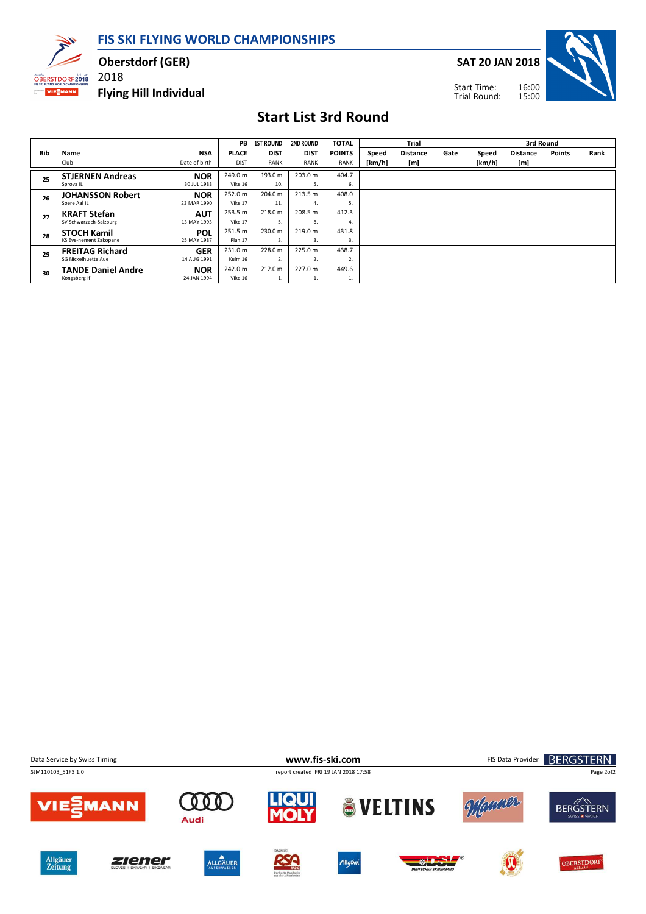# FIS SKI FLYING WORLD CHAMPIONSHIPS

**Oberstdorf (GER)**
2018
**Flying Hill Individual**

**SAT 20 JAN 2018**

Start Time: 16:00
Trial Round: 15:00

## Start List 3rd Round

| Bib | Name / Club | NSA / Date of birth | PB PLACE / DIST | 1ST ROUND DIST / RANK | 2ND ROUND DIST / RANK | TOTAL POINTS / RANK | Trial Speed [km/h] | Trial Distance [m] | Trial Gate | 3rd Round Speed [km/h] | 3rd Round Distance [m] | 3rd Round Points | 3rd Round Rank |
|---|---|---|---|---|---|---|---|---|---|---|---|---|---|
| 25 | **STJERNEN Andreas** Sprova IL | **NOR** 30 JUL 1988 | 249.0 m Vike'16 | 193.0 m 10. | 203.0 m 5. | 404.7 6. | | | | | | | |
| 26 | **JOHANSSON Robert** Soere Aal IL | **NOR** 23 MAR 1990 | 252.0 m Vike'17 | 204.0 m 11. | 213.5 m 4. | 408.0 5. | | | | | | | |
| 27 | **KRAFT Stefan** SV Schwarzach-Salzburg | **AUT** 13 MAY 1993 | 253.5 m Vike'17 | 218.0 m 5. | 208.5 m 8. | 412.3 4. | | | | | | | |
| 28 | **STOCH Kamil** KS Eve-nement Zakopane | **POL** 25 MAY 1987 | 251.5 m Plan'17 | 230.0 m 3. | 219.0 m 3. | 431.8 3. | | | | | | | |
| 29 | **FREITAG Richard** SG Nickelhuette Aue | **GER** 14 AUG 1991 | 231.0 m Kulm'16 | 228.0 m 2. | 225.0 m 2. | 438.7 2. | | | | | | | |
| 30 | **TANDE Daniel Andre** Kongsberg If | **NOR** 24 JAN 1994 | 242.0 m Vike'16 | 212.0 m 1. | 227.0 m 1. | 449.6 1. | | | | | | | |

Data Service by Swiss Timing — www.fis-ski.com — FIS Data Provider BERGSTERN

SJM110103_51F3 1.0 — report created FRI 19 JAN 2018 17:58